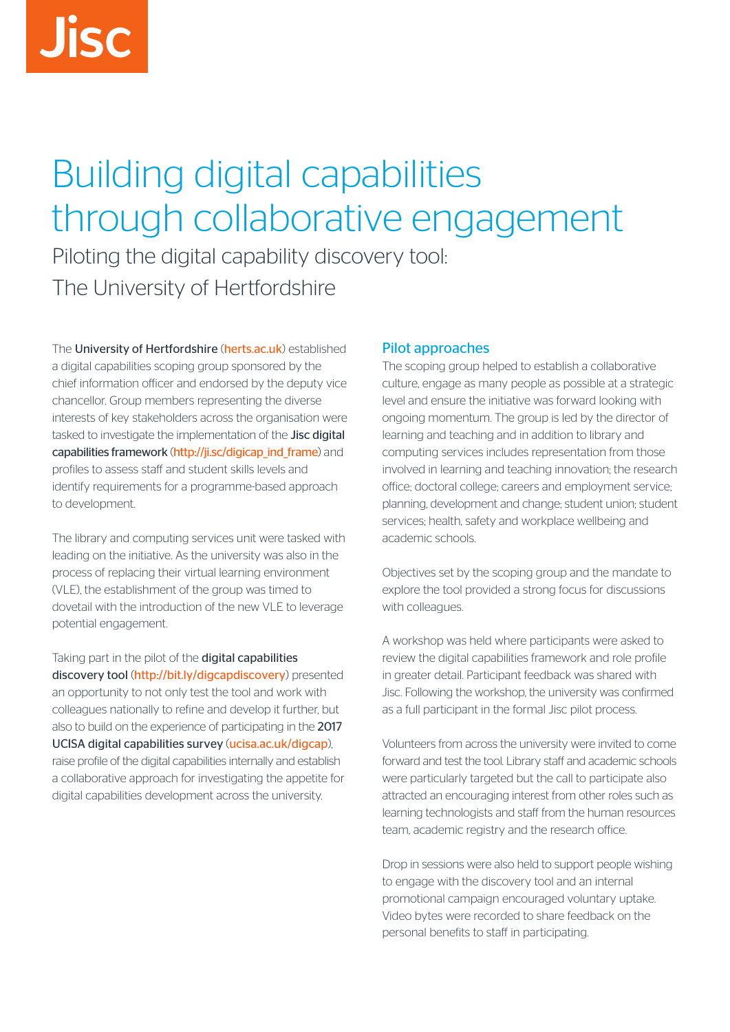Jisc

# Building digital capabilities through collaborative engagement

## Piloting the digital capability discovery tool: The University of Hertfordshire

The **University of Hertfordshire** (herts.ac.uk) established a digital capabilities scoping group sponsored by the chief information officer and endorsed by the deputy vice chancellor. Group members representing the diverse interests of key stakeholders across the organisation were tasked to investigate the implementation of the **Jisc digital capabilities framework** (http://ji.sc/digicap_ind_frame) and profiles to assess staff and student skills levels and identify requirements for a programme-based approach to development.

The library and computing services unit were tasked with leading on the initiative. As the university was also in the process of replacing their virtual learning environment (VLE), the establishment of the group was timed to dovetail with the introduction of the new VLE to leverage potential engagement.

Taking part in the pilot of the **digital capabilities discovery tool** (http://bit.ly/digcapdiscovery) presented an opportunity to not only test the tool and work with colleagues nationally to refine and develop it further, but also to build on the experience of participating in the **2017 UCISA digital capabilities survey** (ucisa.ac.uk/digcap), raise profile of the digital capabilities internally and establish a collaborative approach for investigating the appetite for digital capabilities development across the university.

### Pilot approaches

The scoping group helped to establish a collaborative culture, engage as many people as possible at a strategic level and ensure the initiative was forward looking with ongoing momentum. The group is led by the director of learning and teaching and in addition to library and computing services includes representation from those involved in learning and teaching innovation; the research office; doctoral college; careers and employment service; planning, development and change; student union; student services; health, safety and workplace wellbeing and academic schools.

Objectives set by the scoping group and the mandate to explore the tool provided a strong focus for discussions with colleagues.

A workshop was held where participants were asked to review the digital capabilities framework and role profile in greater detail. Participant feedback was shared with Jisc. Following the workshop, the university was confirmed as a full participant in the formal Jisc pilot process.

Volunteers from across the university were invited to come forward and test the tool. Library staff and academic schools were particularly targeted but the call to participate also attracted an encouraging interest from other roles such as learning technologists and staff from the human resources team, academic registry and the research office.

Drop in sessions were also held to support people wishing to engage with the discovery tool and an internal promotional campaign encouraged voluntary uptake. Video bytes were recorded to share feedback on the personal benefits to staff in participating.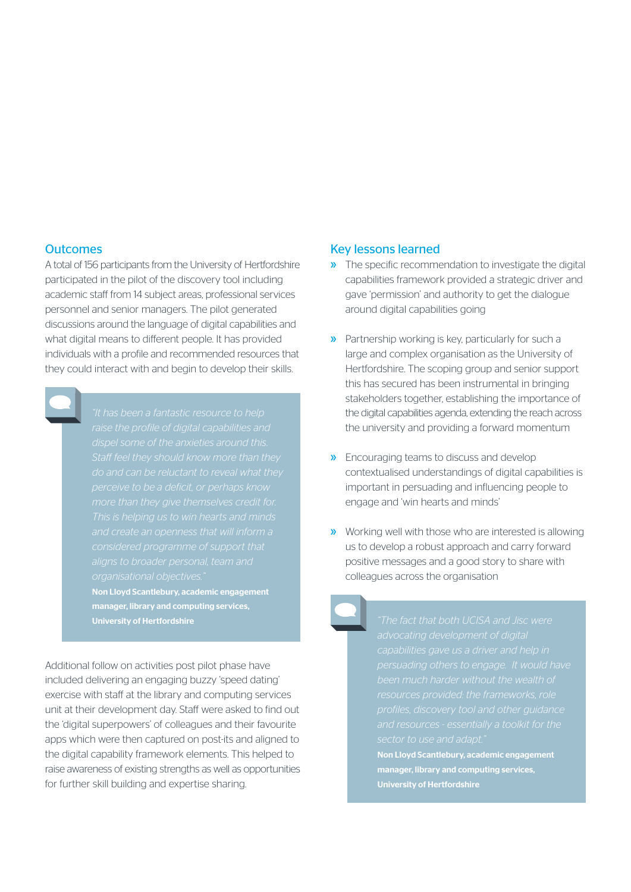## Outcomes

A total of 156 participants from the University of Hertfordshire participated in the pilot of the discovery tool including academic staff from 14 subject areas, professional services personnel and senior managers. The pilot generated discussions around the language of digital capabilities and what digital means to different people. It has provided individuals with a profile and recommended resources that they could interact with and begin to develop their skills.

> *"It has been a fantastic resource to help raise the profile of digital capabilities and dispel some of the anxieties around this. Staff feel they should know more than they do and can be reluctant to reveal what they perceive to be a deficit, or perhaps know more than they give themselves credit for. This is helping us to win hearts and minds and create an openness that will inform a considered programme of support that aligns to broader personal, team and organisational objectives."*
>
> **Non Lloyd Scantlebury, academic engagement manager, library and computing services, University of Hertfordshire**

Additional follow on activities post pilot phase have included delivering an engaging buzzy 'speed dating' exercise with staff at the library and computing services unit at their development day. Staff were asked to find out the 'digital superpowers' of colleagues and their favourite apps which were then captured on post-its and aligned to the digital capability framework elements. This helped to raise awareness of existing strengths as well as opportunities for further skill building and expertise sharing.

## Key lessons learned

- The specific recommendation to investigate the digital capabilities framework provided a strategic driver and gave 'permission' and authority to get the dialogue around digital capabilities going
- Partnership working is key, particularly for such a large and complex organisation as the University of Hertfordshire. The scoping group and senior support this has secured has been instrumental in bringing stakeholders together, establishing the importance of the digital capabilities agenda, extending the reach across the university and providing a forward momentum
- Encouraging teams to discuss and develop contextualised understandings of digital capabilities is important in persuading and influencing people to engage and 'win hearts and minds'
- Working well with those who are interested is allowing us to develop a robust approach and carry forward positive messages and a good story to share with colleagues across the organisation

> *"The fact that both UCISA and Jisc were advocating development of digital capabilities gave us a driver and help in persuading others to engage. It would have been much harder without the wealth of resources provided: the frameworks, role profiles, discovery tool and other guidance and resources - essentially a toolkit for the sector to use and adapt."*
>
> **Non Lloyd Scantlebury, academic engagement manager, library and computing services, University of Hertfordshire**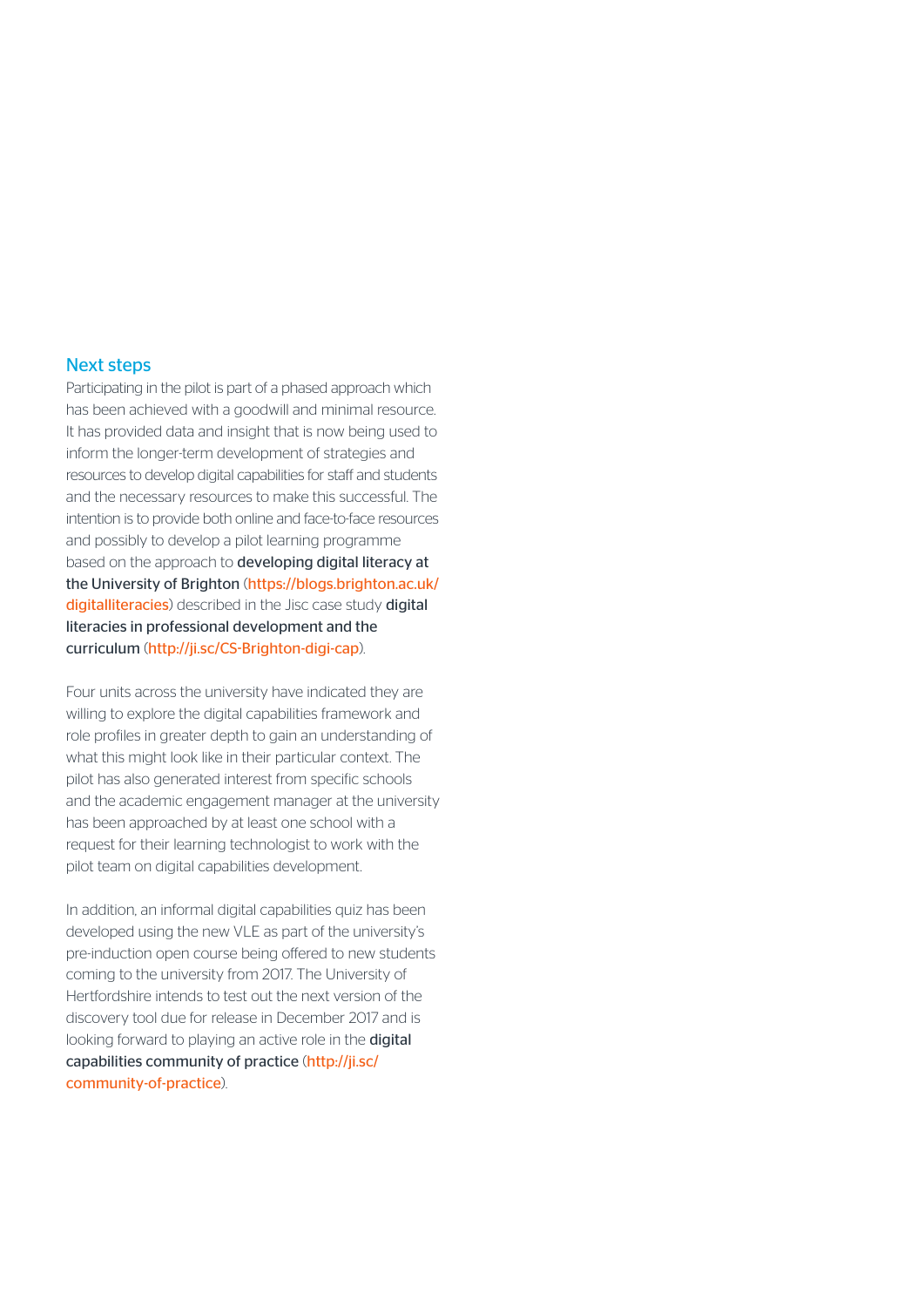## Next steps

Participating in the pilot is part of a phased approach which has been achieved with a goodwill and minimal resource. It has provided data and insight that is now being used to inform the longer-term development of strategies and resources to develop digital capabilities for staff and students and the necessary resources to make this successful. The intention is to provide both online and face-to-face resources and possibly to develop a pilot learning programme based on the approach to developing digital literacy at the University of Brighton (https://blogs.brighton.ac.uk/digitalliteracies) described in the Jisc case study digital literacies in professional development and the curriculum (http://ji.sc/CS-Brighton-digi-cap).

Four units across the university have indicated they are willing to explore the digital capabilities framework and role profiles in greater depth to gain an understanding of what this might look like in their particular context. The pilot has also generated interest from specific schools and the academic engagement manager at the university has been approached by at least one school with a request for their learning technologist to work with the pilot team on digital capabilities development.

In addition, an informal digital capabilities quiz has been developed using the new VLE as part of the university's pre-induction open course being offered to new students coming to the university from 2017. The University of Hertfordshire intends to test out the next version of the discovery tool due for release in December 2017 and is looking forward to playing an active role in the digital capabilities community of practice (http://ji.sc/community-of-practice).